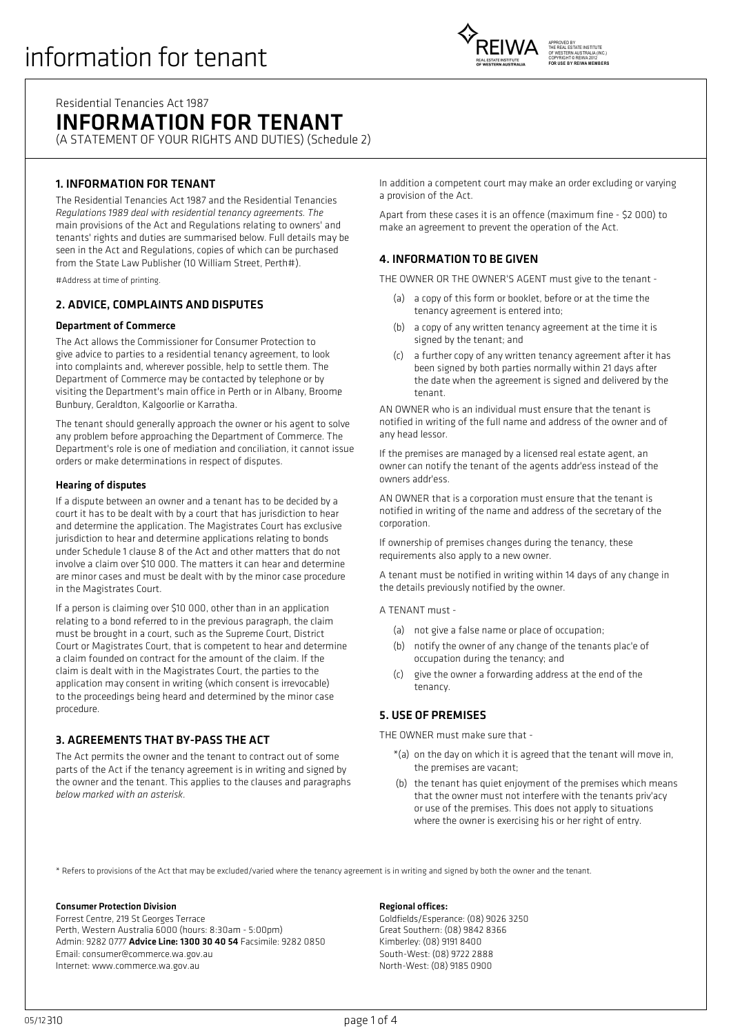# information for tenant

APPROVED BY THE REAL ESTATE INSTITUTE OF WESTERN AUSTRALIA (INC.) COPYRIGHT © REIWA 2012 FOR USE BY REIWA MEMBERS

Residential Tenancies Act 1987

# INFORMATION FOR TENANT

(A STATEMENT OF YOUR RIGHTS AND DUTIES) (Schedule 2)

## 1. INFORMATION FOR TENANT

The Residential Tenancies Act 1987 and the Residential Tenancies *Regulations 1989 deal with residential tenancy agreements. The* main provisions of the Act and Regulations relating to owners' and tenants' rights and duties are summarised below. Full details may be seen in the Act and Regulations, copies of which can be purchased from the State Law Publisher (10 William Street, Perth#).

#Address at time of printing.

## 2. ADVICE, COMPLAINTS AND DISPUTES

### Department of Commerce

The Act allows the Commissioner for Consumer Protection to give advice to parties to a residential tenancy agreement, to look into complaints and, wherever possible, help to settle them. The Department of Commerce may be contacted by telephone or by visiting the Department's main office in Perth or in Albany, Broome Bunbury, Geraldton, Kalgoorlie or Karratha.

The tenant should generally approach the owner or his agent to solve any problem before approaching the Department of Commerce. The Department's role is one of mediation and conciliation, it cannot issue orders or make determinations in respect of disputes.

### Hearing of disputes

If a dispute between an owner and a tenant has to be decided by a court it has to be dealt with by a court that has jurisdiction to hear and determine the application. The Magistrates Court has exclusive jurisdiction to hear and determine applications relating to bonds under Schedule 1 clause 8 of the Act and other matters that do not involve a claim over $10 000. The matters it can hear and determine are minor cases and must be dealt with by the minor case procedure in the Magistrates Court.

If a person is claiming over $10 000, other than in an application relating to a bond referred to in the previous paragraph, the claim must be brought in a court, such as the Supreme Court, District Court or Magistrates Court, that is competent to hear and determine a claim founded on contract for the amount of the claim. If the claim is dealt with in the Magistrates Court, the parties to the application may consent in writing (which consent is irrevocable) to the proceedings being heard and determined by the minor case procedure.

## 3. AGREEMENTS THAT BY-PASS THE ACT

The Act permits the owner and the tenant to contract out of some parts of the Act if the tenancy agreement is in writing and signed by the owner and the tenant. This applies to the clauses and paragraphs *below marked with an asterisk.*

In addition a competent court may make an order excluding or varying a provision of the Act.

Apart from these cases it is an offence (maximum fine - $2 000) to make an agreement to prevent the operation of the Act.

## 4. INFORMATION TO BE GIVEN

THE OWNER OR THE OWNER'S AGENT must give to the tenant -

(a) a copy of this form or booklet, before or at the time the tenancy agreement is entered into;

(b) a copy of any written tenancy agreement at the time it is signed by the tenant; and

(c) a further copy of any written tenancy agreement after it has been signed by both parties normally within 21 days after the date when the agreement is signed and delivered by the tenant.

AN OWNER who is an individual must ensure that the tenant is notified in writing of the full name and address of the owner and of any head lessor.

If the premises are managed by a licensed real estate agent, an owner can notify the tenant of the agents addr'ess instead of the owners address.

AN OWNER that is a corporation must ensure that the tenant is notified in writing of the name and address of the secretary of the corporation.

If ownership of premises changes during the tenancy, these requirements also apply to a new owner.

A tenant must be notified in writing within 14 days of any change in the details previously notified by the owner.

A TENANT must -

(a) not give a false name or place of occupation;

(b) notify the owner of any change of the tenants plac'e of occupation during the tenancy; and

(c) give the owner a forwarding address at the end of the tenancy.

## 5. USE OF PREMISES

THE OWNER must make sure that -

*(a) on the day on which it is agreed that the tenant will move in, the premises are vacant;

(b) the tenant has quiet enjoyment of the premises which means that the owner must not interfere with the tenants priv'acy or use of the premises. This does not apply to situations where the owner is exercising his or her right of entry.

* Refers to provisions of the Act that may be excluded/varied where the tenancy agreement is in writing and signed by both the owner and the tenant.

**Consumer Protection Division**
Forrest Centre, 219 St Georges Terrace
Perth, Western Australia 6000 (hours: 8:30am - 5:00pm)
Admin: 9282 0777 **Advice Line: 1300 30 40 54** Facsimile: 9282 0850
Email: consumer@commerce.wa.gov.au
Internet: www.commerce.wa.gov.au

**Regional offices:**
Goldfields/Esperance: (08) 9026 3250
Great Southern: (08) 9842 8366
Kimberley: (08) 9191 8400
South-West: (08) 9722 2888
North-West: (08) 9185 0900

05/12 310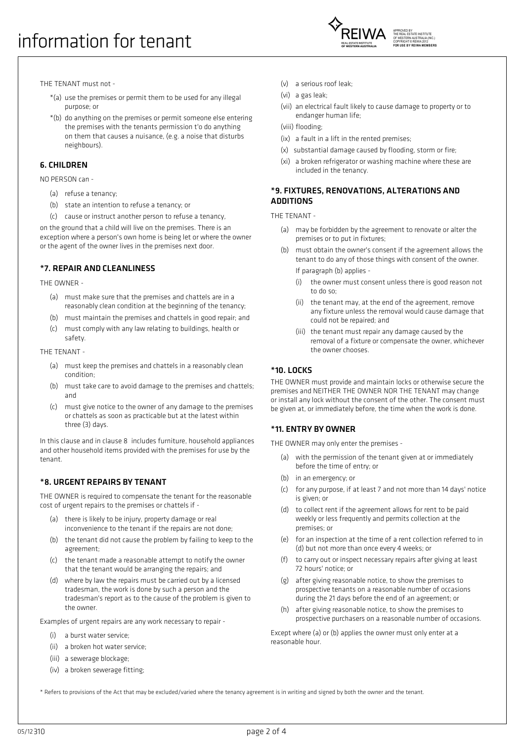# information for tenant

THE TENANT must not -

*(a) use the premises or permit them to be used for any illegal purpose; or

*(b) do anything on the premises or permit someone else entering the premises with the tenants permission t'o do anything on them that causes a nuisance, (e.g. a noise that disturbs neighbours).

### 6. CHILDREN

NO PERSON can -

(a) refuse a tenancy;

(b) state an intention to refuse a tenancy; or

(c) cause or instruct another person to refuse a tenancy,

on the ground that a child will live on the premises. There is an exception where a person's own home is being let or where the owner or the agent of the owner lives in the premises next door.

### *7. REPAIR AND CLEANLINESS

THE OWNER -

(a) must make sure that the premises and chattels are in a reasonably clean condition at the beginning of the tenancy;

(b) must maintain the premises and chattels in good repair; and

(c) must comply with any law relating to buildings, health or safety.

THE TENANT -

(a) must keep the premises and chattels in a reasonably clean condition;

(b) must take care to avoid damage to the premises and chattels; and

(c) must give notice to the owner of any damage to the premises or chattels as soon as practicable but at the latest within three (3) days.

In this clause and in clause 8 includes furniture, household appliances and other household items provided with the premises for use by the tenant.

### *8. URGENT REPAIRS BY TENANT

THE OWNER is required to compensate the tenant for the reasonable cost of urgent repairs to the premises or chattels if -

(a) there is likely to be injury, property damage or real inconvenience to the tenant if the repairs are not done;

(b) the tenant did not cause the problem by failing to keep to the agreement;

(c) the tenant made a reasonable attempt to notify the owner that the tenant would be arranging the repairs; and

(d) where by law the repairs must be carried out by a licensed tradesman, the work is done by such a person and the tradesman's report as to the cause of the problem is given to the owner.

Examples of urgent repairs are any work necessary to repair -

(i) a burst water service;

(ii) a broken hot water service;

(iii) a sewerage blockage;

(iv) a broken sewerage fitting;

(v) a serious roof leak;

(vi) a gas leak;

(vii) an electrical fault likely to cause damage to property or to endanger human life;

(viii) flooding;

(ix) a fault in a lift in the rented premises;

(x) substantial damage caused by flooding, storm or fire;

(xi) a broken refrigerator or washing machine where these are included in the tenancy.

### *9. FIXTURES, RENOVATIONS, ALTERATIONS AND ADDITIONS

THE TENANT -

(a) may be forbidden by the agreement to renovate or alter the premises or to put in fixtures;

(b) must obtain the owner's consent if the agreement allows the tenant to do any of those things with consent of the owner.

If paragraph (b) applies -

(i) the owner must consent unless there is good reason not to do so;

(ii) the tenant may, at the end of the agreement, remove any fixture unless the removal would cause damage that could not be repaired; and

(iii) the tenant must repair any damage caused by the removal of a fixture or compensate the owner, whichever the owner chooses.

### *10. LOCKS

THE OWNER must provide and maintain locks or otherwise secure the premises and NEITHER THE OWNER NOR THE TENANT may change or install any lock without the consent of the other. The consent must be given at, or immediately before, the time when the work is done.

### *11. ENTRY BY OWNER

THE OWNER may only enter the premises -

(a) with the permission of the tenant given at or immediately before the time of entry; or

(b) in an emergency; or

(c) for any purpose, if at least 7 and not more than 14 days' notice is given; or

(d) to collect rent if the agreement allows for rent to be paid weekly or less frequently and permits collection at the premises; or

(e) for an inspection at the time of a rent collection referred to in (d) but not more than once every 4 weeks; or

(f) to carry out or inspect necessary repairs after giving at least 72 hours' notice; or

(g) after giving reasonable notice, to show the premises to prospective tenants on a reasonable number of occasions during the 21 days before the end of an agreement; or

(h) after giving reasonable notice, to show the premises to prospective purchasers on a reasonable number of occasions.

Except where (a) or (b) applies the owner must only enter at a reasonable hour.

\* Refers to provisions of the Act that may be excluded/varied where the tenancy agreement is in writing and signed by both the owner and the tenant.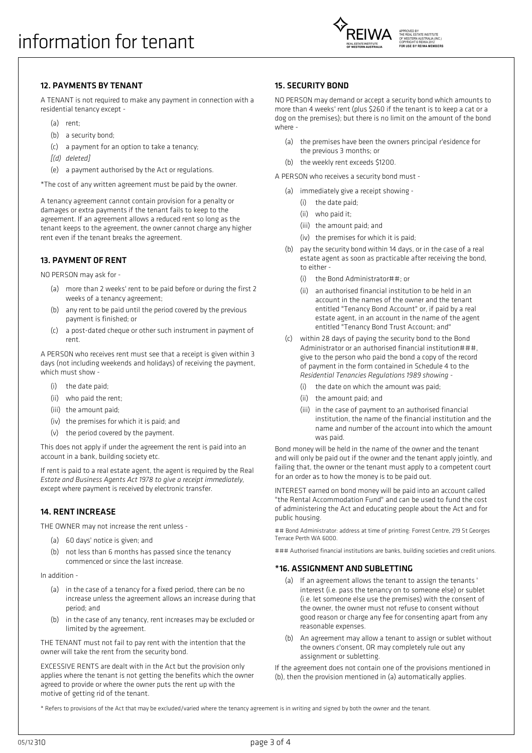# information for tenant

## 12. PAYMENTS BY TENANT

A TENANT is not required to make any payment in connection with a residential tenancy except -

- (a) rent;
- (b) a security bond;
- (c) a payment for an option to take a tenancy;
- *[(d) deleted]*
- (e) a payment authorised by the Act or regulations.

*The cost of any written agreement must be paid by the owner.

A tenancy agreement cannot contain provision for a penalty or damages or extra payments if the tenant fails to keep to the agreement. If an agreement allows a reduced rent so long as the tenant keeps to the agreement, the owner cannot charge any higher rent even if the tenant breaks the agreement.

## 13. PAYMENT OF RENT

NO PERSON may ask for -

- (a) more than 2 weeks' rent to be paid before or during the first 2 weeks of a tenancy agreement;
- (b) any rent to be paid until the period covered by the previous payment is finished; or
- (c) a post-dated cheque or other such instrument in payment of rent.

A PERSON who receives rent must see that a receipt is given within 3 days (not including weekends and holidays) of receiving the payment, which must show -

- (i) the date paid;
- (ii) who paid the rent;
- (iii) the amount paid;
- (iv) the premises for which it is paid; and
- (v) the period covered by the payment.

This does not apply if under the agreement the rent is paid into an account in a bank, building society etc.

If rent is paid to a real estate agent, the agent is required by the *Real Estate and Business Agents Act 1978 to give a receipt immediately*, except where payment is received by electronic transfer.

## 14. RENT INCREASE

THE OWNER may not increase the rent unless -

- (a) 60 days' notice is given; and
- (b) not less than 6 months has passed since the tenancy commenced or since the last increase.

In addition -

- (a) in the case of a tenancy for a fixed period, there can be no increase unless the agreement allows an increase during that period; and
- (b) in the case of any tenancy, rent increases may be excluded or limited by the agreement.

THE TENANT must not fail to pay rent with the intention that the owner will take the rent from the security bond.

EXCESSIVE RENTS are dealt with in the Act but the provision only applies where the tenant is not getting the benefits which the owner agreed to provide or where the owner puts the rent up with the motive of getting rid of the tenant.

## 15. SECURITY BOND

NO PERSON may demand or accept a security bond which amounts to more than 4 weeks' rent (plus $260 if the tenant is to keep a cat or a dog on the premises); but there is no limit on the amount of the bond where -

- (a) the premises have been the owners principal r'esidence for the previous 3 months; or
- (b) the weekly rent exceeds $1200.

A PERSON who receives a security bond must -

- (a) immediately give a receipt showing -
  - (i) the date paid;
  - (ii) who paid it;
  - (iii) the amount paid; and
  - (iv) the premises for which it is paid;
- (b) pay the security bond within 14 days, or in the case of a real estate agent as soon as practicable after receiving the bond, to either -
  - (i) the Bond Administrator##; or
  - (ii) an authorised financial institution to be held in an account in the names of the owner and the tenant entitled "Tenancy Bond Account" or, if paid by a real estate agent, in an account in the name of the agent entitled "Tenancy Bond Trust Account; and"
- (c) within 28 days of paying the security bond to the Bond Administrator or an authorised financial institution###, give to the person who paid the bond a copy of the record of payment in the form contained in Schedule 4 to the *Residential Tenancies Regulations 1989 showing -*
  - (i) the date on which the amount was paid;
  - (ii) the amount paid; and
  - (iii) in the case of payment to an authorised financial institution, the name of the financial institution and the name and number of the account into which the amount was paid.

Bond money will be held in the name of the owner and the tenant and will only be paid out if the owner and the tenant apply jointly, and failing that, the owner or the tenant must apply to a competent court for an order as to how the money is to be paid out.

INTEREST earned on bond money will be paid into an account called "the Rental Accommodation Fund" and can be used to fund the cost of administering the Act and educating people about the Act and for public housing.

## Bond Administrator: address at time of printing: Forrest Centre, 219 St Georges Terrace Perth WA 6000.

### Authorised financial institutions are banks, building societies and credit unions.

## *16. ASSIGNMENT AND SUBLETTING

- (a) If an agreement allows the tenant to assign the tenants ' interest (i.e. pass the tenancy on to someone else) or sublet (i.e. let someone else use the premises) with the consent of the owner, the owner must not refuse to consent without good reason or charge any fee for consenting apart from any reasonable expenses.
- (b) An agreement may allow a tenant to assign or sublet without the owners c'onsent, OR may completely rule out any assignment or subletting.

If the agreement does not contain one of the provisions mentioned in (b), then the provision mentioned in (a) automatically applies.

* Refers to provisions of the Act that may be excluded/varied where the tenancy agreement is in writing and signed by both the owner and the tenant.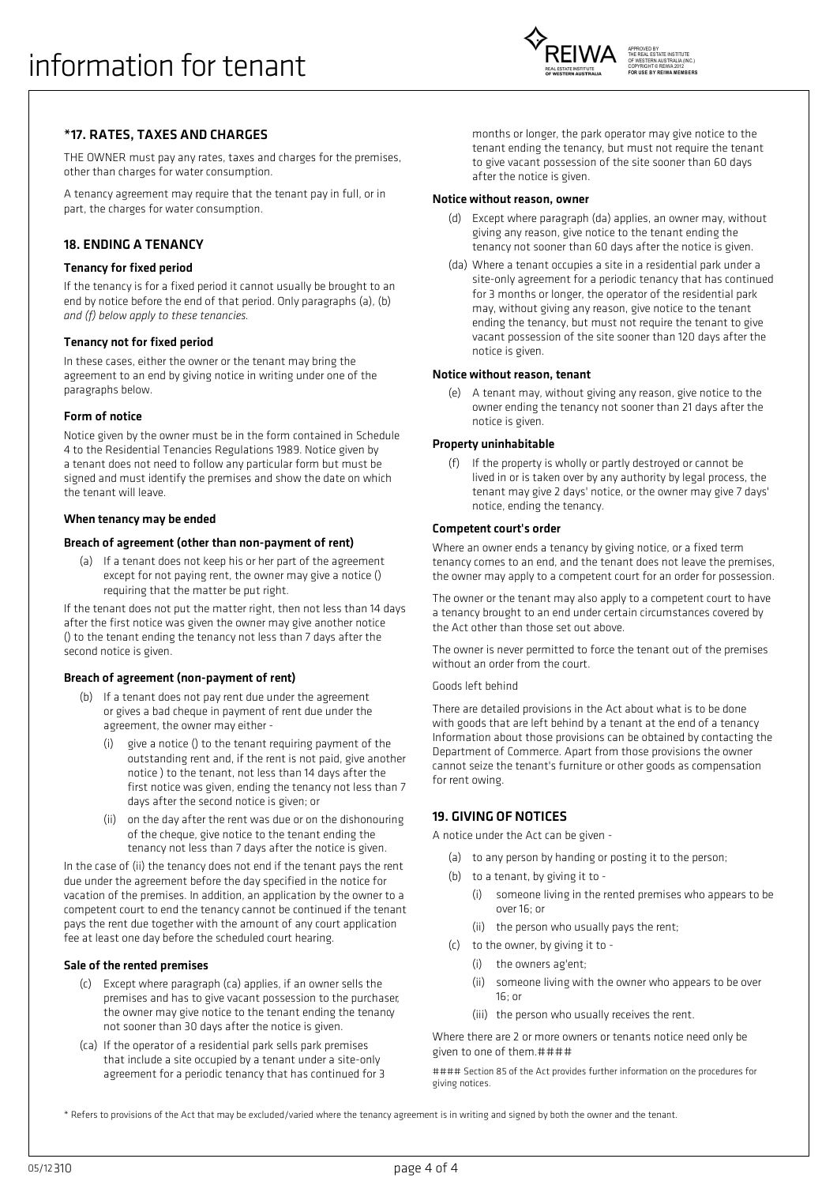# information for tenant

### *17. RATES, TAXES AND CHARGES

THE OWNER must pay any rates, taxes and charges for the premises, other than charges for water consumption.

A tenancy agreement may require that the tenant pay in full, or in part, the charges for water consumption.

### 18. ENDING A TENANCY

**Tenancy for fixed period**

If the tenancy is for a fixed period it cannot usually be brought to an end by notice before the end of that period. Only paragraphs (a), (b) *and (f) below apply to these tenancies.*

**Tenancy not for fixed period**

In these cases, either the owner or the tenant may bring the agreement to an end by giving notice in writing under one of the paragraphs below.

**Form of notice**

Notice given by the owner must be in the form contained in Schedule 4 to the Residential Tenancies Regulations 1989. Notice given by a tenant does not need to follow any particular form but must be signed and must identify the premises and show the date on which the tenant will leave.

**When tenancy may be ended**

**Breach of agreement (other than non-payment of rent)**

(a) If a tenant does not keep his or her part of the agreement except for not paying rent, the owner may give a notice () requiring that the matter be put right.

If the tenant does not put the matter right, then not less than 14 days after the first notice was given the owner may give another notice () to the tenant ending the tenancy not less than 7 days after the second notice is given.

**Breach of agreement (non-payment of rent)**

(b) If a tenant does not pay rent due under the agreement or gives a bad cheque in payment of rent due under the agreement, the owner may either -

  (i) give a notice () to the tenant requiring payment of the outstanding rent and, if the rent is not paid, give another notice ) to the tenant, not less than 14 days after the first notice was given, ending the tenancy not less than 7 days after the second notice is given; or

  (ii) on the day after the rent was due or on the dishonouring of the cheque, give notice to the tenant ending the tenancy not less than 7 days after the notice is given.

In the case of (ii) the tenancy does not end if the tenant pays the rent due under the agreement before the day specified in the notice for vacation of the premises. In addition, an application by the owner to a competent court to end the tenancy cannot be continued if the tenant pays the rent due together with the amount of any court application fee at least one day before the scheduled court hearing.

**Sale of the rented premises**

(c) Except where paragraph (ca) applies, if an owner sells the premises and has to give vacant possession to the purchaser, the owner may give notice to the tenant ending the tenancy not sooner than 30 days after the notice is given.

(ca) If the operator of a residential park sells park premises that include a site occupied by a tenant under a site-only agreement for a periodic tenancy that has continued for 3 months or longer, the park operator may give notice to the tenant ending the tenancy, but must not require the tenant to give vacant possession of the site sooner than 60 days after the notice is given.

**Notice without reason, owner**

(d) Except where paragraph (da) applies, an owner may, without giving any reason, give notice to the tenant ending the tenancy not sooner than 60 days after the notice is given.

(da) Where a tenant occupies a site in a residential park under a site-only agreement for a periodic tenancy that has continued for 3 months or longer, the operator of the residential park may, without giving any reason, give notice to the tenant ending the tenancy, but must not require the tenant to give vacant possession of the site sooner than 120 days after the notice is given.

**Notice without reason, tenant**

(e) A tenant may, without giving any reason, give notice to the owner ending the tenancy not sooner than 21 days after the notice is given.

**Property uninhabitable**

(f) If the property is wholly or partly destroyed or cannot be lived in or is taken over by any authority by legal process, the tenant may give 2 days' notice, or the owner may give 7 days' notice, ending the tenancy.

**Competent court's order**

Where an owner ends a tenancy by giving notice, or a fixed term tenancy comes to an end, and the tenant does not leave the premises, the owner may apply to a competent court for an order for possession.

The owner or the tenant may also apply to a competent court to have a tenancy brought to an end under certain circumstances covered by the Act other than those set out above.

The owner is never permitted to force the tenant out of the premises without an order from the court.

Goods left behind

There are detailed provisions in the Act about what is to be done with goods that are left behind by a tenant at the end of a tenancy Information about those provisions can be obtained by contacting the Department of Commerce. Apart from those provisions the owner cannot seize the tenant's furniture or other goods as compensation for rent owing.

### 19. GIVING OF NOTICES

A notice under the Act can be given -

(a) to any person by handing or posting it to the person;

(b) to a tenant, by giving it -

  (i) someone living in the rented premises who appears to be over 16; or

  (ii) the person who usually pays the rent;

(c) to the owner, by giving it to -

  (i) the owners ag'ent;

  (ii) someone living with the owner who appears to be over 16; or

  (iii) the person who usually receives the rent.

Where there are 2 or more owners or tenants notice need only be given to one of them.####

#### Section 85 of the Act provides further information on the procedures for giving notices.

* Refers to provisions of the Act that may be excluded/varied where the tenancy agreement is in writing and signed by both the owner and the tenant.